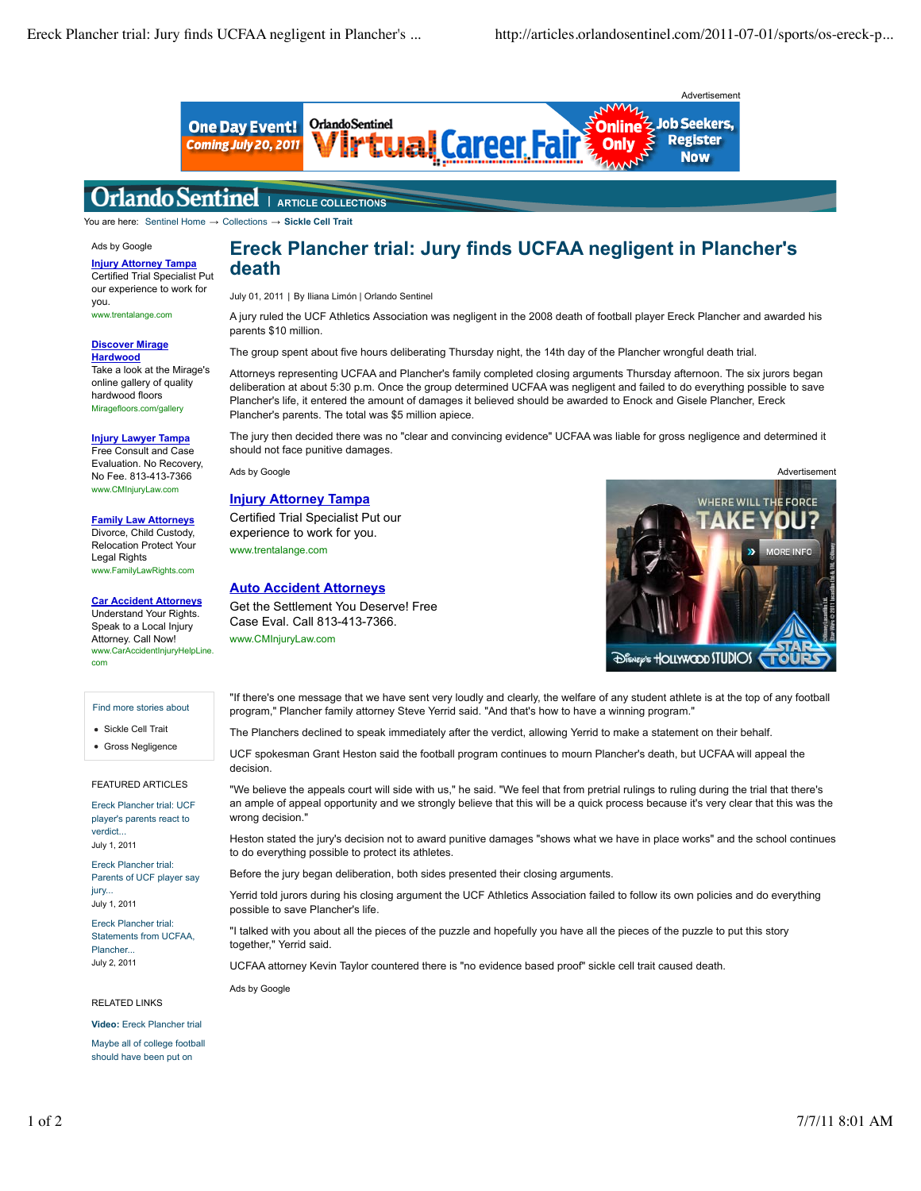Orlando Sentinel | ARTICLE COLLECTIONS

You are here: Sentinel Home → Collections → Sickle Cell Trait

# Ereck Plancher trial: Jury finds UCFAA negligent in Plancher's death

July 01, 2011 | By Iliana Limón | Orlando Sentinel

A jury ruled the UCF Athletics Association was negligent in the 2008 death of football player Ereck Plancher and awarded his parents $10 million.

The group spent about five hours deliberating Thursday night, the 14th day of the Plancher wrongful death trial.

Attorneys representing UCFAA and Plancher's family completed closing arguments Thursday afternoon. The six jurors began deliberation at about 5:30 p.m. Once the group determined UCFAA was negligent and failed to do everything possible to save Plancher's life, it entered the amount of damages it believed should be awarded to Enock and Gisele Plancher, Ereck Plancher's parents. The total was $5 million apiece.

The jury then decided there was no "clear and convincing evidence" UCFAA was liable for gross negligence and determined it should not face punitive damages.

"If there's one message that we have sent very loudly and clearly, the welfare of any student athlete is at the top of any football program," Plancher family attorney Steve Yerrid said. "And that's how to have a winning program."

The Planchers declined to speak immediately after the verdict, allowing Yerrid to make a statement on their behalf.

UCF spokesman Grant Heston said the football program continues to mourn Plancher's death, but UCFAA will appeal the decision.

"We believe the appeals court will side with us," he said. "We feel that from pretrial rulings to ruling during the trial that there's an ample of appeal opportunity and we strongly believe that this will be a quick process because it's very clear that this was the wrong decision."

Heston stated the jury's decision not to award punitive damages "shows what we have in place works" and the school continues to do everything possible to protect its athletes.

Before the jury began deliberation, both sides presented their closing arguments.

Yerrid told jurors during his closing argument the UCF Athletics Association failed to follow its own policies and do everything possible to save Plancher's life.

"I talked with you about all the pieces of the puzzle and hopefully you have all the pieces of the puzzle to put this story together," Yerrid said.

UCFAA attorney Kevin Taylor countered there is "no evidence based proof" sickle cell trait caused death.

Find more stories about

- Sickle Cell Trait
- Gross Negligence

FEATURED ARTICLES

Ereck Plancher trial: UCF player's parents react to verdict...
July 1, 2011

Ereck Plancher trial: Parents of UCF player say jury...
July 1, 2011

Ereck Plancher trial: Statements from UCFAA, Plancher...
July 2, 2011

RELATED LINKS

**Video:** Ereck Plancher trial

Maybe all of college football should have been put on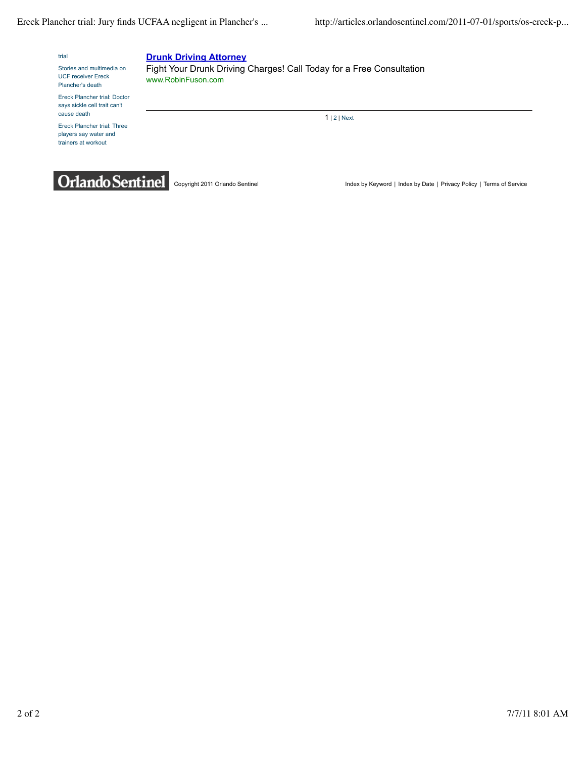trial

Stories and multimedia on UCF receiver Ereck Plancher's death

Ereck Plancher trial: Doctor says sickle cell trait can't cause death

Ereck Plancher trial: Three players say water and trainers at workout

**Drunk Driving Attorney**

Fight Your Drunk Driving Charges! Call Today for a Free Consultation

www.RobinFuson.com

1 | 2 | Next

Orlando Sentinel Copyright 2011 Orlando Sentinel

Index by Keyword | Index by Date | Privacy Policy | Terms of Service